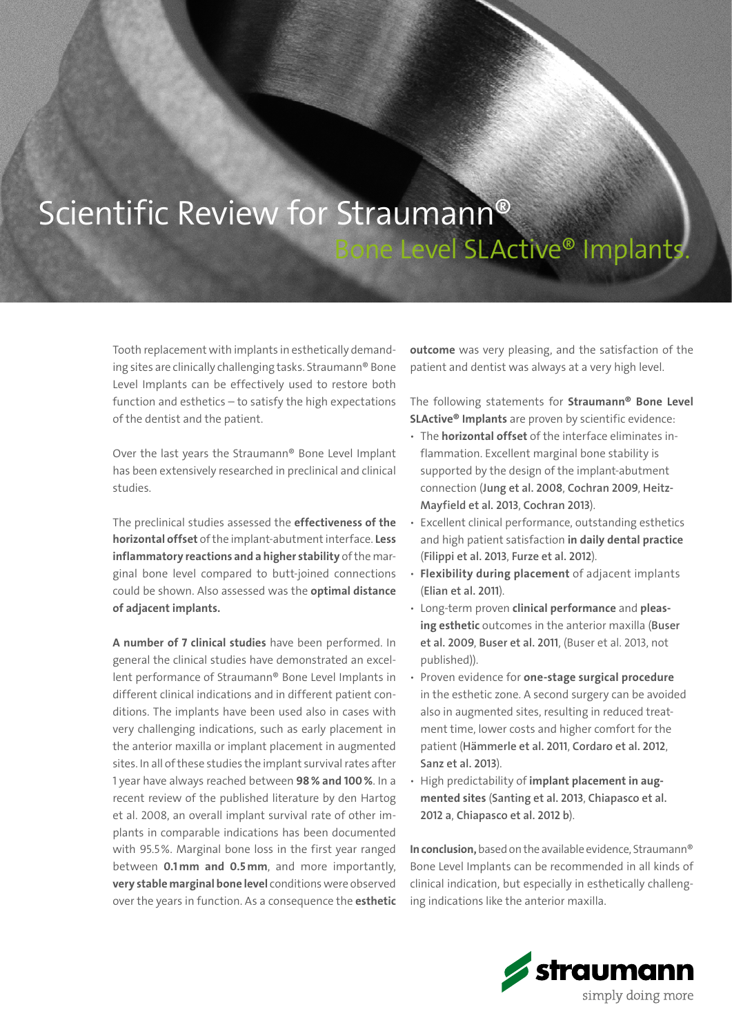# Scientific Review for Straumann® Bone Level SLActive® Implants.

Tooth replacement with implants in esthetically demanding sites are clinically challenging tasks. Straumann® Bone Level Implants can be effectively used to restore both function and esthetics – to satisfy the high expectations of the dentist and the patient.

Over the last years the Straumann® Bone Level Implant has been extensively researched in preclinical and clinical studies.

The preclinical studies assessed the **effectiveness of the horizontal offset** of the implant-abutment interface. **Less inflammatory reactions and a higher stability** of the marginal bone level compared to butt-joined connections could be shown. Also assessed was the **optimal distance of adjacent implants.**

**A number of 7 clinical studies** have been performed. In general the clinical studies have demonstrated an excellent performance of Straumann® Bone Level Implants in different clinical indications and in different patient conditions. The implants have been used also in cases with very challenging indications, such as early placement in the anterior maxilla or implant placement in augmented sites. In all of these studies the implant survival rates after 1 year have always reached between **98 % and 100 %**. In a recent review of the published literature by den Hartog et al. 2008, an overall implant survival rate of other implants in comparable indications has been documented with 95.5 %. Marginal bone loss in the first year ranged between **0.1 mm and 0.5 mm**, and more importantly, **very stable marginal bone level** conditions were observed over the years in function. As a consequence the **esthetic outcome** was very pleasing, and the satisfaction of the patient and dentist was always at a very high level.

The following statements for **Straumann® Bone Level SLActive® Implants** are proven by scientific evidence:

- The **horizontal offset** of the interface eliminates inflammation. Excellent marginal bone stability is supported by the design of the implant-abutment connection (**Jung et al. 2008**, **Cochran 2009**, **Heitz-Mayfield et al. 2013**, **Cochran 2013**).
- Excellent clinical performance, outstanding esthetics and high patient satisfaction **in daily dental practice** (**Filippi et al. 2013**, **Furze et al. 2012**).
- **Flexibility during placement** of adjacent implants (**Elian et al. 2011**).
- Long-term proven **clinical performance** and **pleasing esthetic** outcomes in the anterior maxilla (**Buser et al. 2009**, **Buser et al. 2011**, (Buser et al. 2013, not published)).
- Proven evidence for **one-stage surgical procedure** in the esthetic zone. A second surgery can be avoided also in augmented sites, resulting in reduced treatment time, lower costs and higher comfort for the patient (**Hämmerle et al. 2011**, **Cordaro et al. 2012**, **Sanz et al. 2013**).
- High predictability of **implant placement in augmented sites** (**Santing et al. 2013**, **Chiapasco et al. 2012 a**, **Chiapasco et al. 2012 b**).

**In conclusion,** based on the available evidence, Straumann® Bone Level Implants can be recommended in all kinds of clinical indication, but especially in esthetically challenging indications like the anterior maxilla.

straumann
simply doing more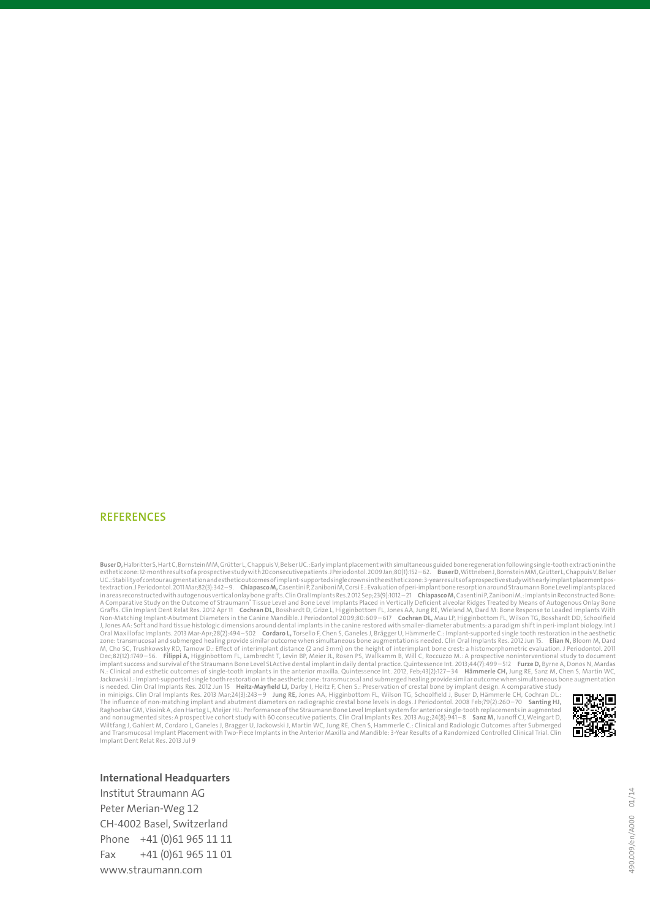## REFERENCES

**Buser D,** Halbritter S, Hart C, Bornstein MM, Grütter L, Chappuis V, Belser UC.: Early implant placement with simultaneous guided bone regeneration following single-tooth extraction in the esthetic zone: 12-month results of a prospective study with 20 consecutive patients. J Periodontol. 2009 Jan;80(1):152–62. **Buser D,** Wittneben J, Bornstein MM, Grütter L, Chappuis V, Belser UC.: Stability of contour augmentation and esthetic outcomes of implant-supported single crowns in the esthetic zone: 3-year results of a prospective study with early implant placement postextraction. J Periodontol. 2011 Mar;82(3):342–9. **Chiapasco M,** Casentini P, Zaniboni M, Corsi E.: Evaluation of peri-implant bone resorption around Straumann Bone Level implants placed in areas reconstructed with autogenous vertical onlay bone grafts. Clin Oral Implants Res.2012 Sep;23(9):1012–21 **Chiapasco M,** Casentini P, Zaniboni M.: Implants in Reconstructed Bone: A Comparative Study on the Outcome of Straumann® Tissue Level and Bone Level Implants Placed in Vertically Deficient alveolar Ridges Treated by Means of Autogenous Onlay Bone Grafts. Clin Implant Dent Relat Res. 2012 Apr 11 **Cochran DL,** Bosshardt D, Grize L, Higginbottom FL, Jones AA, Jung RE, Wieland M, Dard M: Bone Response to Loaded Implants With Non-Matching Implant-Abutment Diameters in the Canine Mandible. J Periodontol 2009;80:609–617 **Cochran DL,** Mau LP, Higginbottom FL, Wilson TG, Bosshardt DD, Schoolfield J, Jones AA: Soft and hard tissue histologic dimensions around dental implants in the canine restored with smaller-diameter abutments: a paradigm shift in peri-implant biology. Int J Oral Maxillofac Implants. 2013 Mar-Apr;28(2):494–502 **Cordaro L,** Torsello F, Chen S, Ganeles J, Brägger U, Hämmerle C.: Implant-supported single tooth restoration in the aesthetic zone: transmucosal and submerged healing provide similar outcome when simultaneous bone augmentationis needed. Clin Oral Implants Res. 2012 Jun 15. **Elian N,** Bloom M, Dard M, Cho SC, Trushkowsky RD, Tarnow D.: Effect of interimplant distance (2 and 3 mm) on the height of interimplant bone crest: a histomorphometric evaluation. J Periodontol. 2011 Dec;82(12):1749–56. **Filippi A,** Higginbottom FL, Lambrecht T, Levin BP, Meier JL, Rosen PS, Wallkamm B, Will C, Roccuzzo M.: A prospective noninterventional study to document implant success and survival of the Straumann Bone Level SLActive dental implant in daily dental practice. Quintessence Int. 2013;44(7):499–512 **Furze D,** Byrne A, Donos N, Mardas N.: Clinical and esthetic outcomes of single-tooth implants in the anterior maxilla. Quintessence Int. 2012, Feb;43(2):127–34 **Hämmerle CH,** Jung RE, Sanz M, Chen S, Martin WC, Jackowski J.: Implant-supported single tooth restoration in the aesthetic zone: transmucosal and submerged healing provide similar outcome when simultaneous bone augmentation is needed. Clin Oral Implants Res. 2012 Jun 15 **Heitz-Mayfield LJ,** Darby I, Heitz F, Chen S.: Preservation of crestal bone by implant design. A comparative study in minipigs. Clin Oral Implants Res. 2013 Mar;24(3):243–9 **Jung RE,** Jones AA, Higginbottom FL, Wilson TG, Schoolfield J, Buser D, Hämmerle CH, Cochran DL.: The influence of non-matching implant and abutment diameters on radiographic crestal bone levels in dogs. J Periodontol. 2008 Feb;79(2):260–70 **Santing HJ,** Raghoebar GM, Vissink A, den Hartog L, Meijer HJ.: Performance of the Straumann Bone Level Implant system for anterior single-tooth replacements in augmented and nonaugmented sites: A prospective cohort study with 60 consecutive patients. Clin Oral Implants Res. 2013 Aug;24(8):941–8 **Sanz M,** Ivanoff CJ, Weingart D, Wiltfang J, Gahlert M, Cordaro L, Ganeles J, Bragger U, Jackowski J, Martin WC, Jung RE, Chen S, Hammerle C.: Clinical and Radiologic Outcomes after Submerged and Transmucosal Implant Placement with Two-Piece Implants in the Anterior Maxilla and Mandible: 3-Year Results of a Randomized Controlled Clinical Trial. Clin Implant Dent Relat Res. 2013 Jul 9

**International Headquarters**

Institut Straumann AG
Peter Merian-Weg 12
CH-4002 Basel, Switzerland
Phone +41 (0)61 965 11 11
Fax +41 (0)61 965 11 01
www.straumann.com

490.009/en/A000 01/14